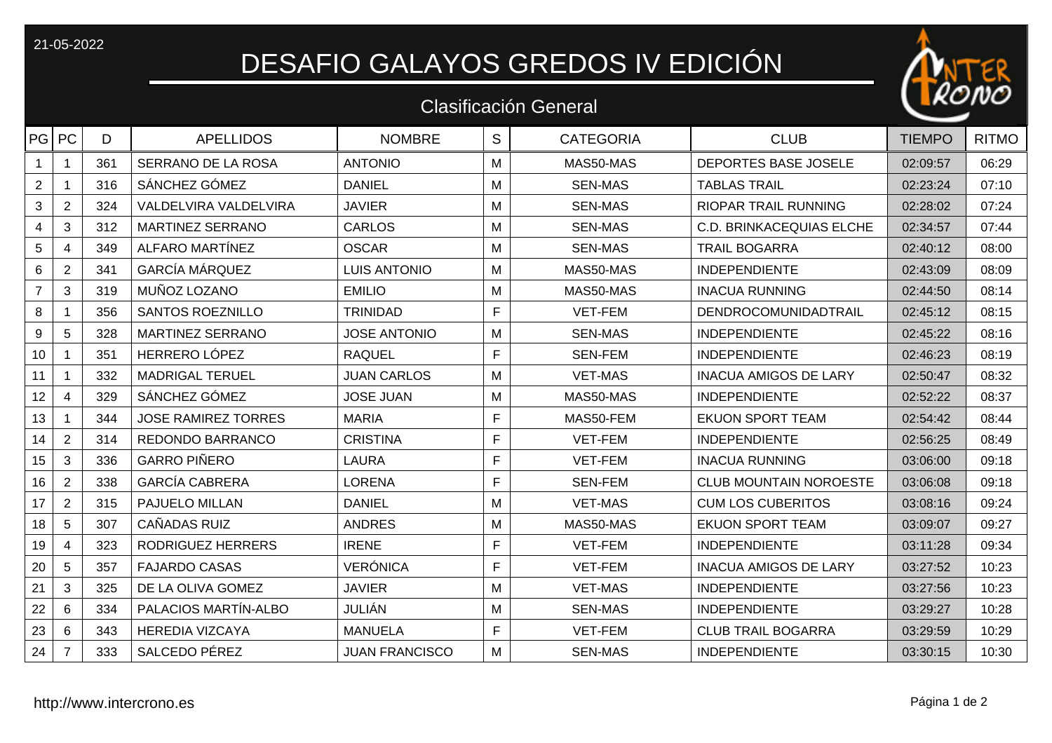21-05-2022

# DESAFIO GALAYOS GREDOS IV EDICIÓN

## Clasificación General

| PG | PC | D | APELLIDOS | NOMBRE | S | CATEGORIA | CLUB | TIEMPO | RITMO |
|---|---|---|---|---|---|---|---|---|---|
| 1 | 1 | 361 | SERRANO DE LA ROSA | ANTONIO | M | MAS50-MAS | DEPORTES BASE JOSELE | 02:09:57 | 06:29 |
| 2 | 1 | 316 | SÁNCHEZ GÓMEZ | DANIEL | M | SEN-MAS | TABLAS TRAIL | 02:23:24 | 07:10 |
| 3 | 2 | 324 | VALDELVIRA VALDELVIRA | JAVIER | M | SEN-MAS | RIOPAR TRAIL RUNNING | 02:28:02 | 07:24 |
| 4 | 3 | 312 | MARTINEZ SERRANO | CARLOS | M | SEN-MAS | C.D. BRINKACEQUIAS ELCHE | 02:34:57 | 07:44 |
| 5 | 4 | 349 | ALFARO MARTÍNEZ | OSCAR | M | SEN-MAS | TRAIL BOGARRA | 02:40:12 | 08:00 |
| 6 | 2 | 341 | GARCÍA MÁRQUEZ | LUIS ANTONIO | M | MAS50-MAS | INDEPENDIENTE | 02:43:09 | 08:09 |
| 7 | 3 | 319 | MUÑOZ LOZANO | EMILIO | M | MAS50-MAS | INACUA RUNNING | 02:44:50 | 08:14 |
| 8 | 1 | 356 | SANTOS ROEZNILLO | TRINIDAD | F | VET-FEM | DENDROCOMUNIDADTRAIL | 02:45:12 | 08:15 |
| 9 | 5 | 328 | MARTINEZ SERRANO | JOSE ANTONIO | M | SEN-MAS | INDEPENDIENTE | 02:45:22 | 08:16 |
| 10 | 1 | 351 | HERRERO LÓPEZ | RAQUEL | F | SEN-FEM | INDEPENDIENTE | 02:46:23 | 08:19 |
| 11 | 1 | 332 | MADRIGAL TERUEL | JUAN CARLOS | M | VET-MAS | INACUA AMIGOS DE LARY | 02:50:47 | 08:32 |
| 12 | 4 | 329 | SÁNCHEZ GÓMEZ | JOSE JUAN | M | MAS50-MAS | INDEPENDIENTE | 02:52:22 | 08:37 |
| 13 | 1 | 344 | JOSE RAMIREZ TORRES | MARIA | F | MAS50-FEM | EKUON SPORT TEAM | 02:54:42 | 08:44 |
| 14 | 2 | 314 | REDONDO BARRANCO | CRISTINA | F | VET-FEM | INDEPENDIENTE | 02:56:25 | 08:49 |
| 15 | 3 | 336 | GARRO PIÑERO | LAURA | F | VET-FEM | INACUA RUNNING | 03:06:00 | 09:18 |
| 16 | 2 | 338 | GARCÍA CABRERA | LORENA | F | SEN-FEM | CLUB MOUNTAIN NOROESTE | 03:06:08 | 09:18 |
| 17 | 2 | 315 | PAJUELO MILLAN | DANIEL | M | VET-MAS | CUM LOS CUBERITOS | 03:08:16 | 09:24 |
| 18 | 5 | 307 | CAÑADAS RUIZ | ANDRES | M | MAS50-MAS | EKUON SPORT TEAM | 03:09:07 | 09:27 |
| 19 | 4 | 323 | RODRIGUEZ HERRERS | IRENE | F | VET-FEM | INDEPENDIENTE | 03:11:28 | 09:34 |
| 20 | 5 | 357 | FAJARDO CASAS | VERÓNICA | F | VET-FEM | INACUA AMIGOS DE LARY | 03:27:52 | 10:23 |
| 21 | 3 | 325 | DE LA OLIVA GOMEZ | JAVIER | M | VET-MAS | INDEPENDIENTE | 03:27:56 | 10:23 |
| 22 | 6 | 334 | PALACIOS MARTÍN-ALBO | JULIÁN | M | SEN-MAS | INDEPENDIENTE | 03:29:27 | 10:28 |
| 23 | 6 | 343 | HEREDIA VIZCAYA | MANUELA | F | VET-FEM | CLUB TRAIL BOGARRA | 03:29:59 | 10:29 |
| 24 | 7 | 333 | SALCEDO PÉREZ | JUAN FRANCISCO | M | SEN-MAS | INDEPENDIENTE | 03:30:15 | 10:30 |

http://www.intercrono.es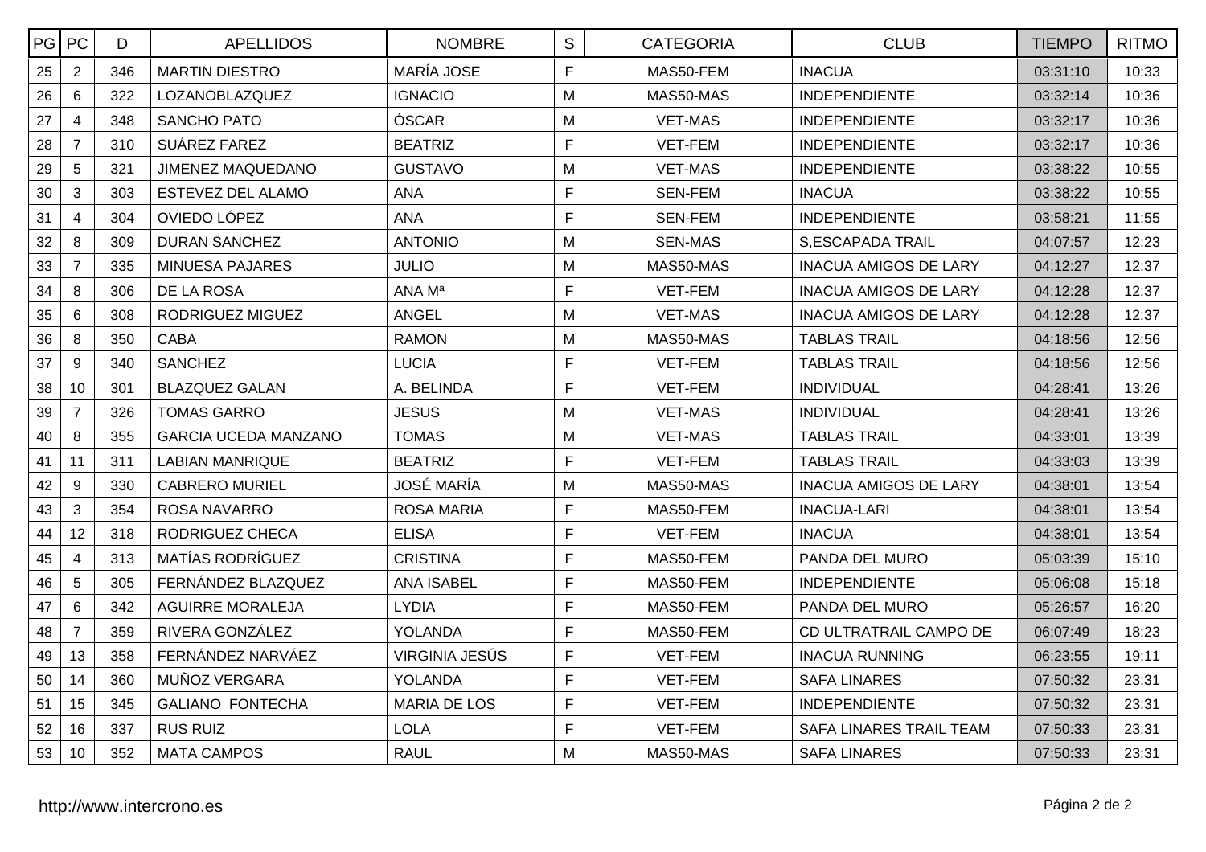| PG | PC | D | APELLIDOS | NOMBRE | S | CATEGORIA | CLUB | TIEMPO | RITMO |
|---|---|---|---|---|---|---|---|---|---|
| 25 | 2 | 346 | MARTIN DIESTRO | MARÍA JOSE | F | MAS50-FEM | INACUA | 03:31:10 | 10:33 |
| 26 | 6 | 322 | LOZANOBLAZQUEZ | IGNACIO | M | MAS50-MAS | INDEPENDIENTE | 03:32:14 | 10:36 |
| 27 | 4 | 348 | SANCHO PATO | ÓSCAR | M | VET-MAS | INDEPENDIENTE | 03:32:17 | 10:36 |
| 28 | 7 | 310 | SUÁREZ FAREZ | BEATRIZ | F | VET-FEM | INDEPENDIENTE | 03:32:17 | 10:36 |
| 29 | 5 | 321 | JIMENEZ MAQUEDANO | GUSTAVO | M | VET-MAS | INDEPENDIENTE | 03:38:22 | 10:55 |
| 30 | 3 | 303 | ESTEVEZ DEL ALAMO | ANA | F | SEN-FEM | INACUA | 03:38:22 | 10:55 |
| 31 | 4 | 304 | OVIEDO LÓPEZ | ANA | F | SEN-FEM | INDEPENDIENTE | 03:58:21 | 11:55 |
| 32 | 8 | 309 | DURAN SANCHEZ | ANTONIO | M | SEN-MAS | S,ESCAPADA TRAIL | 04:07:57 | 12:23 |
| 33 | 7 | 335 | MINUESA PAJARES | JULIO | M | MAS50-MAS | INACUA AMIGOS DE LARY | 04:12:27 | 12:37 |
| 34 | 8 | 306 | DE LA ROSA | ANA Mª | F | VET-FEM | INACUA AMIGOS DE LARY | 04:12:28 | 12:37 |
| 35 | 6 | 308 | RODRIGUEZ MIGUEZ | ANGEL | M | VET-MAS | INACUA AMIGOS DE LARY | 04:12:28 | 12:37 |
| 36 | 8 | 350 | CABA | RAMON | M | MAS50-MAS | TABLAS TRAIL | 04:18:56 | 12:56 |
| 37 | 9 | 340 | SANCHEZ | LUCIA | F | VET-FEM | TABLAS TRAIL | 04:18:56 | 12:56 |
| 38 | 10 | 301 | BLAZQUEZ GALAN | A. BELINDA | F | VET-FEM | INDIVIDUAL | 04:28:41 | 13:26 |
| 39 | 7 | 326 | TOMAS GARRO | JESUS | M | VET-MAS | INDIVIDUAL | 04:28:41 | 13:26 |
| 40 | 8 | 355 | GARCIA UCEDA MANZANO | TOMAS | M | VET-MAS | TABLAS TRAIL | 04:33:01 | 13:39 |
| 41 | 11 | 311 | LABIAN MANRIQUE | BEATRIZ | F | VET-FEM | TABLAS TRAIL | 04:33:03 | 13:39 |
| 42 | 9 | 330 | CABRERO MURIEL | JOSÉ MARÍA | M | MAS50-MAS | INACUA AMIGOS DE LARY | 04:38:01 | 13:54 |
| 43 | 3 | 354 | ROSA NAVARRO | ROSA MARIA | F | MAS50-FEM | INACUA-LARI | 04:38:01 | 13:54 |
| 44 | 12 | 318 | RODRIGUEZ CHECA | ELISA | F | VET-FEM | INACUA | 04:38:01 | 13:54 |
| 45 | 4 | 313 | MATÍAS RODRÍGUEZ | CRISTINA | F | MAS50-FEM | PANDA DEL MURO | 05:03:39 | 15:10 |
| 46 | 5 | 305 | FERNÁNDEZ BLAZQUEZ | ANA ISABEL | F | MAS50-FEM | INDEPENDIENTE | 05:06:08 | 15:18 |
| 47 | 6 | 342 | AGUIRRE MORALEJA | LYDIA | F | MAS50-FEM | PANDA DEL MURO | 05:26:57 | 16:20 |
| 48 | 7 | 359 | RIVERA GONZÁLEZ | YOLANDA | F | MAS50-FEM | CD ULTRATRAIL CAMPO DE | 06:07:49 | 18:23 |
| 49 | 13 | 358 | FERNÁNDEZ NARVÁEZ | VIRGINIA JESÚS | F | VET-FEM | INACUA RUNNING | 06:23:55 | 19:11 |
| 50 | 14 | 360 | MUÑOZ VERGARA | YOLANDA | F | VET-FEM | SAFA LINARES | 07:50:32 | 23:31 |
| 51 | 15 | 345 | GALIANO FONTECHA | MARIA DE LOS | F | VET-FEM | INDEPENDIENTE | 07:50:32 | 23:31 |
| 52 | 16 | 337 | RUS RUIZ | LOLA | F | VET-FEM | SAFA LINARES TRAIL TEAM | 07:50:33 | 23:31 |
| 53 | 10 | 352 | MATA CAMPOS | RAUL | M | MAS50-MAS | SAFA LINARES | 07:50:33 | 23:31 |

http://www.intercrono.es